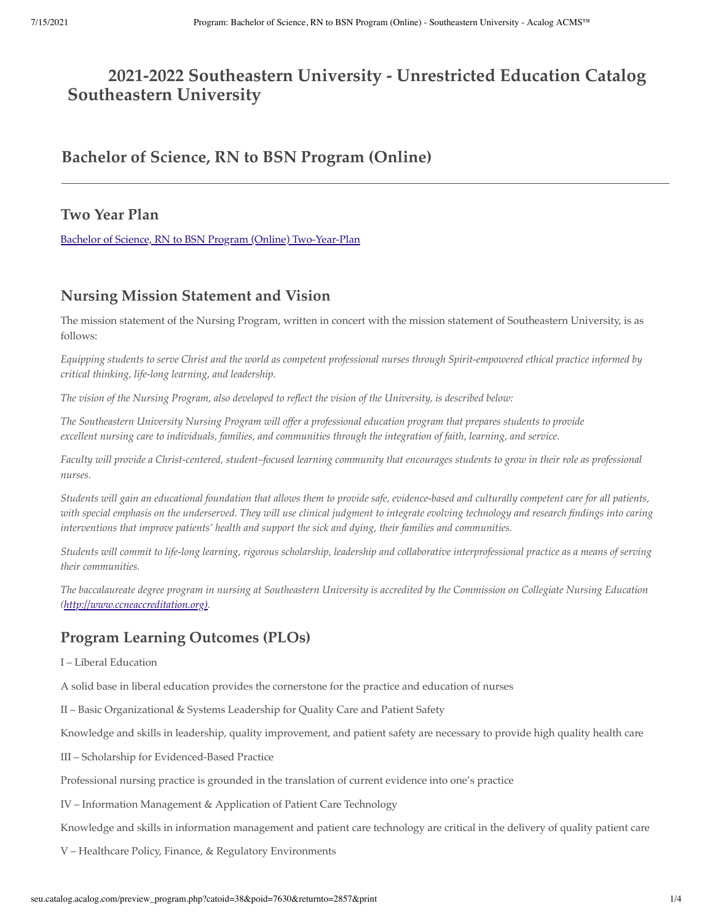# 2021-2022 Southeastern University - Unrestricted Education Catalog Southeastern University

## Bachelor of Science, RN to BSN Program (Online)

---

### Two Year Plan

[Bachelor of Science, RN to BSN Program (Online) Two-Year-Plan]

### Nursing Mission Statement and Vision

The mission statement of the Nursing Program, written in concert with the mission statement of Southeastern University, is as follows:

*Equipping students to serve Christ and the world as competent professional nurses through Spirit-empowered ethical practice informed by critical thinking, life-long learning, and leadership.*

*The vision of the Nursing Program, also developed to reflect the vision of the University, is described below:*

*The Southeastern University Nursing Program will offer a professional education program that prepares students to provide excellent nursing care to individuals, families, and communities through the integration of faith, learning, and service.*

*Faculty will provide a Christ-centered, student–focused learning community that encourages students to grow in their role as professional nurses.*

*Students will gain an educational foundation that allows them to provide safe, evidence-based and culturally competent care for all patients, with special emphasis on the underserved. They will use clinical judgment to integrate evolving technology and research findings into caring interventions that improve patients' health and support the sick and dying, their families and communities.*

*Students will commit to life-long learning, rigorous scholarship, leadership and collaborative interprofessional practice as a means of serving their communities.*

*The baccalaureate degree program in nursing at Southeastern University is accredited by the Commission on Collegiate Nursing Education (http://www.ccneaccreditation.org).*

### Program Learning Outcomes (PLOs)

I – Liberal Education

A solid base in liberal education provides the cornerstone for the practice and education of nurses

II – Basic Organizational & Systems Leadership for Quality Care and Patient Safety

Knowledge and skills in leadership, quality improvement, and patient safety are necessary to provide high quality health care

III – Scholarship for Evidenced-Based Practice

Professional nursing practice is grounded in the translation of current evidence into one's practice

IV – Information Management & Application of Patient Care Technology

Knowledge and skills in information management and patient care technology are critical in the delivery of quality patient care

V – Healthcare Policy, Finance, & Regulatory Environments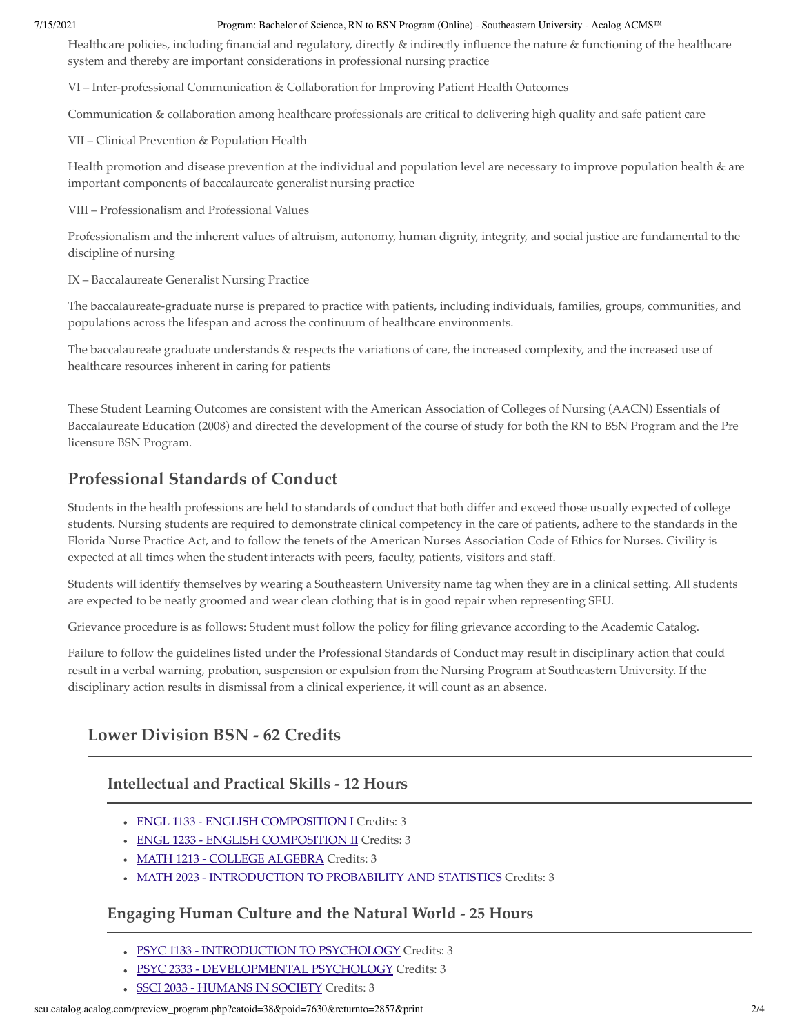Healthcare policies, including financial and regulatory, directly & indirectly influence the nature & functioning of the healthcare system and thereby are important considerations in professional nursing practice

VI – Inter-professional Communication & Collaboration for Improving Patient Health Outcomes

Communication & collaboration among healthcare professionals are critical to delivering high quality and safe patient care

VII – Clinical Prevention & Population Health

Health promotion and disease prevention at the individual and population level are necessary to improve population health & are important components of baccalaureate generalist nursing practice

VIII – Professionalism and Professional Values

Professionalism and the inherent values of altruism, autonomy, human dignity, integrity, and social justice are fundamental to the discipline of nursing

IX – Baccalaureate Generalist Nursing Practice

The baccalaureate-graduate nurse is prepared to practice with patients, including individuals, families, groups, communities, and populations across the lifespan and across the continuum of healthcare environments.

The baccalaureate graduate understands & respects the variations of care, the increased complexity, and the increased use of healthcare resources inherent in caring for patients

These Student Learning Outcomes are consistent with the American Association of Colleges of Nursing (AACN) Essentials of Baccalaureate Education (2008) and directed the development of the course of study for both the RN to BSN Program and the Pre licensure BSN Program.

## Professional Standards of Conduct

Students in the health professions are held to standards of conduct that both differ and exceed those usually expected of college students. Nursing students are required to demonstrate clinical competency in the care of patients, adhere to the standards in the Florida Nurse Practice Act, and to follow the tenets of the American Nurses Association Code of Ethics for Nurses. Civility is expected at all times when the student interacts with peers, faculty, patients, visitors and staff.

Students will identify themselves by wearing a Southeastern University name tag when they are in a clinical setting. All students are expected to be neatly groomed and wear clean clothing that is in good repair when representing SEU.

Grievance procedure is as follows: Student must follow the policy for filing grievance according to the Academic Catalog.

Failure to follow the guidelines listed under the Professional Standards of Conduct may result in disciplinary action that could result in a verbal warning, probation, suspension or expulsion from the Nursing Program at Southeastern University. If the disciplinary action results in dismissal from a clinical experience, it will count as an absence.

## Lower Division BSN - 62 Credits

### Intellectual and Practical Skills - 12 Hours

- ENGL 1133 - ENGLISH COMPOSITION I Credits: 3
- ENGL 1233 - ENGLISH COMPOSITION II Credits: 3
- MATH 1213 - COLLEGE ALGEBRA Credits: 3
- MATH 2023 - INTRODUCTION TO PROBABILITY AND STATISTICS Credits: 3

### Engaging Human Culture and the Natural World - 25 Hours

- PSYC 1133 - INTRODUCTION TO PSYCHOLOGY Credits: 3
- PSYC 2333 - DEVELOPMENTAL PSYCHOLOGY Credits: 3
- SSCI 2033 - HUMANS IN SOCIETY Credits: 3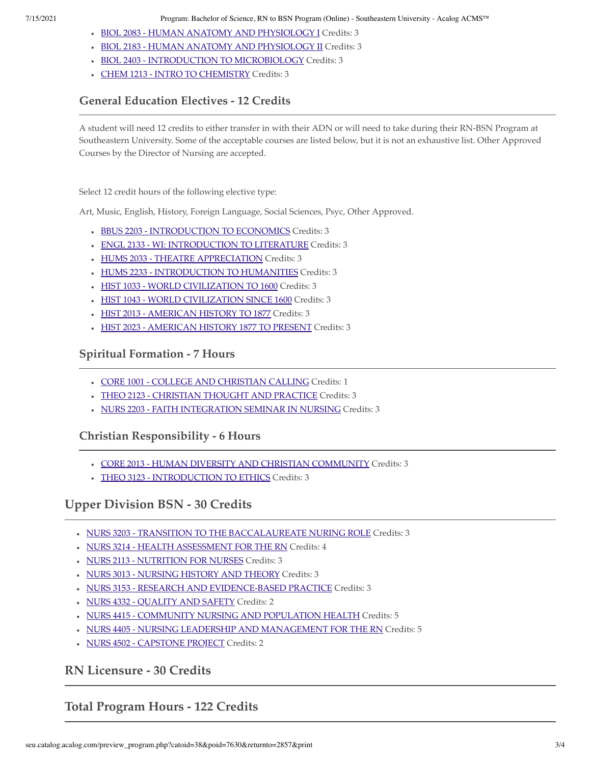- BIOL 2083 - HUMAN ANATOMY AND PHYSIOLOGY I Credits: 3
- BIOL 2183 - HUMAN ANATOMY AND PHYSIOLOGY II Credits: 3
- BIOL 2403 - INTRODUCTION TO MICROBIOLOGY Credits: 3
- CHEM 1213 - INTRO TO CHEMISTRY Credits: 3

### General Education Electives - 12 Credits

A student will need 12 credits to either transfer in with their ADN or will need to take during their RN-BSN Program at Southeastern University. Some of the acceptable courses are listed below, but it is not an exhaustive list. Other Approved Courses by the Director of Nursing are accepted.

Select 12 credit hours of the following elective type:

Art, Music, English, History, Foreign Language, Social Sciences, Psyc, Other Approved.

- BBUS 2203 - INTRODUCTION TO ECONOMICS Credits: 3
- ENGL 2133 - WI: INTRODUCTION TO LITERATURE Credits: 3
- HUMS 2033 - THEATRE APPRECIATION Credits: 3
- HUMS 2233 - INTRODUCTION TO HUMANITIES Credits: 3
- HIST 1033 - WORLD CIVILIZATION TO 1600 Credits: 3
- HIST 1043 - WORLD CIVILIZATION SINCE 1600 Credits: 3
- HIST 2013 - AMERICAN HISTORY TO 1877 Credits: 3
- HIST 2023 - AMERICAN HISTORY 1877 TO PRESENT Credits: 3

### Spiritual Formation - 7 Hours

- CORE 1001 - COLLEGE AND CHRISTIAN CALLING Credits: 1
- THEO 2123 - CHRISTIAN THOUGHT AND PRACTICE Credits: 3
- NURS 2203 - FAITH INTEGRATION SEMINAR IN NURSING Credits: 3

### Christian Responsibility - 6 Hours

- CORE 2013 - HUMAN DIVERSITY AND CHRISTIAN COMMUNITY Credits: 3
- THEO 3123 - INTRODUCTION TO ETHICS Credits: 3

## Upper Division BSN - 30 Credits

- NURS 3203 - TRANSITION TO THE BACCALAUREATE NURING ROLE Credits: 3
- NURS 3214 - HEALTH ASSESSMENT FOR THE RN Credits: 4
- NURS 2113 - NUTRITION FOR NURSES Credits: 3
- NURS 3013 - NURSING HISTORY AND THEORY Credits: 3
- NURS 3153 - RESEARCH AND EVIDENCE-BASED PRACTICE Credits: 3
- NURS 4332 - QUALITY AND SAFETY Credits: 2
- NURS 4415 - COMMUNITY NURSING AND POPULATION HEALTH Credits: 5
- NURS 4405 - NURSING LEADERSHIP AND MANAGEMENT FOR THE RN Credits: 5
- NURS 4502 - CAPSTONE PROJECT Credits: 2

## RN Licensure - 30 Credits

## Total Program Hours - 122 Credits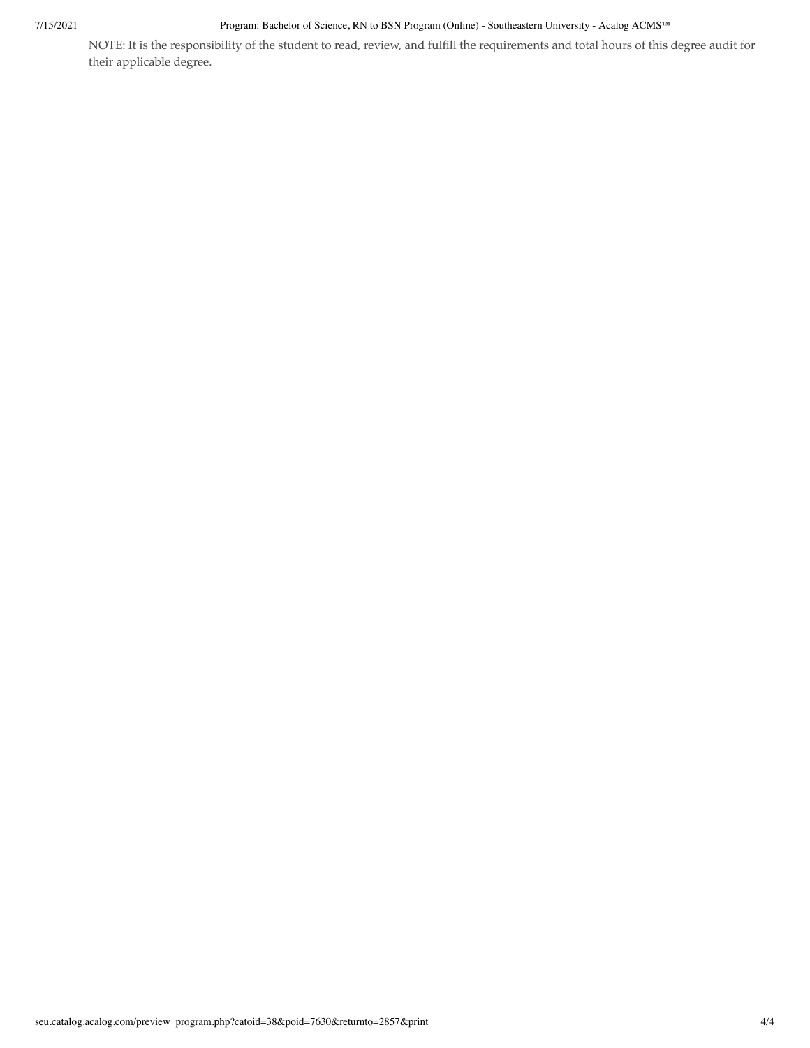NOTE: It is the responsibility of the student to read, review, and fulfill the requirements and total hours of this degree audit for their applicable degree.

---